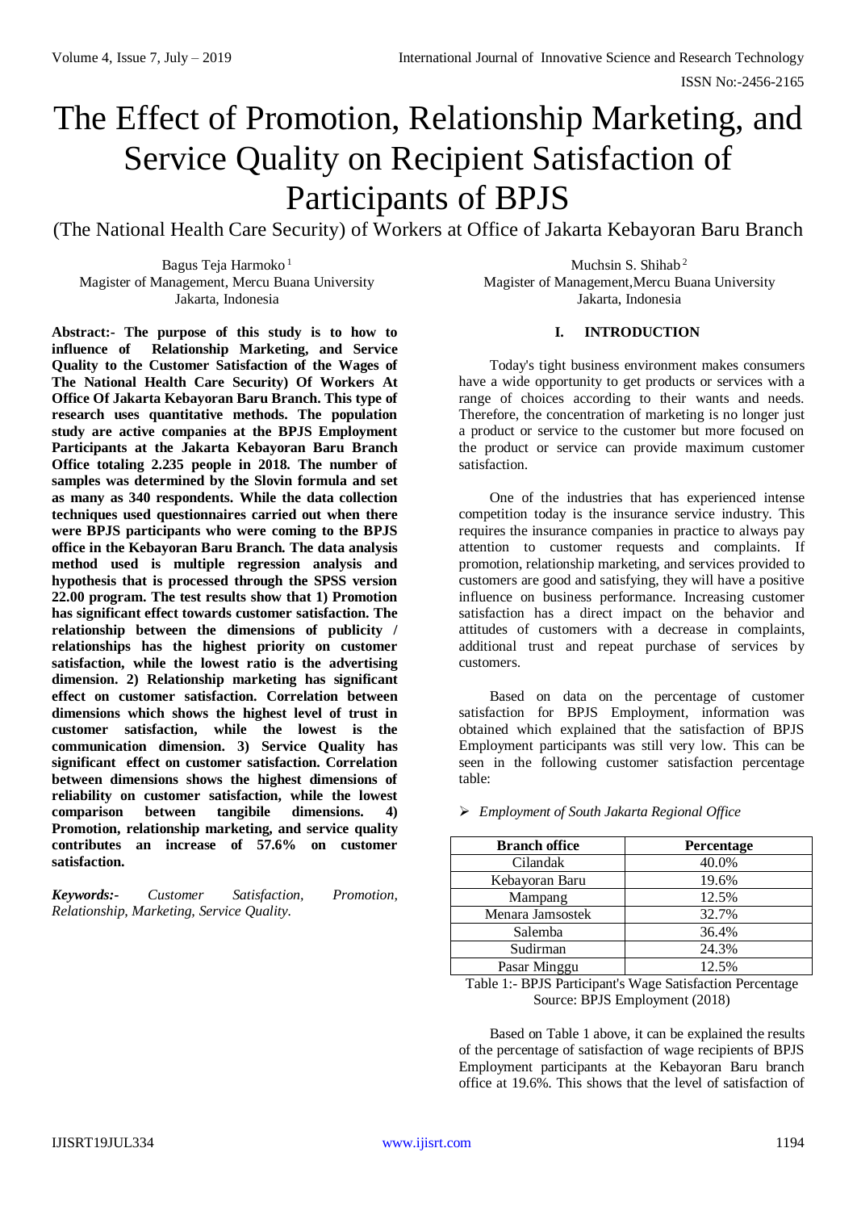# The Effect of Promotion, Relationship Marketing, and Service Quality on Recipient Satisfaction of Participants of BPJS

(The National Health Care Security) of Workers at Office of Jakarta Kebayoran Baru Branch

Bagus Teja Harmoko[1]
Magister of Management, Mercu Buana University
Jakarta, Indonesia

Muchsin S. Shihab[2]
Magister of Management,Mercu Buana University
Jakarta, Indonesia

**Abstract:- The purpose of this study is to how to influence of Relationship Marketing, and Service Quality to the Customer Satisfaction of the Wages of The National Health Care Security) Of Workers At Office Of Jakarta Kebayoran Baru Branch. This type of research uses quantitative methods. The population study are active companies at the BPJS Employment Participants at the Jakarta Kebayoran Baru Branch Office totaling 2.235 people in 2018. The number of samples was determined by the Slovin formula and set as many as 340 respondents. While the data collection techniques used questionnaires carried out when there were BPJS participants who were coming to the BPJS office in the Kebayoran Baru Branch. The data analysis method used is multiple regression analysis and hypothesis that is processed through the SPSS version 22.00 program. The test results show that 1) Promotion has significant effect towards customer satisfaction. The relationship between the dimensions of publicity / relationships has the highest priority on customer satisfaction, while the lowest ratio is the advertising dimension. 2) Relationship marketing has significant effect on customer satisfaction. Correlation between dimensions which shows the highest level of trust in customer satisfaction, while the lowest is the communication dimension. 3) Service Quality has significant effect on customer satisfaction. Correlation between dimensions shows the highest dimensions of reliability on customer satisfaction, while the lowest comparison between tangibile dimensions. 4) Promotion, relationship marketing, and service quality contributes an increase of 57.6% on customer satisfaction.**

***Keywords:-*** *Customer Satisfaction, Promotion, Relationship, Marketing, Service Quality.*

## I. INTRODUCTION

Today's tight business environment makes consumers have a wide opportunity to get products or services with a range of choices according to their wants and needs. Therefore, the concentration of marketing is no longer just a product or service to the customer but more focused on the product or service can provide maximum customer satisfaction.

One of the industries that has experienced intense competition today is the insurance service industry. This requires the insurance companies in practice to always pay attention to customer requests and complaints. If promotion, relationship marketing, and services provided to customers are good and satisfying, they will have a positive influence on business performance. Increasing customer satisfaction has a direct impact on the behavior and attitudes of customers with a decrease in complaints, additional trust and repeat purchase of services by customers.

Based on data on the percentage of customer satisfaction for BPJS Employment, information was obtained which explained that the satisfaction of BPJS Employment participants was still very low. This can be seen in the following customer satisfaction percentage table:

- *Employment of South Jakarta Regional Office*

| Branch office | Percentage |
|---|---|
| Cilandak | 40.0% |
| Kebayoran Baru | 19.6% |
| Mampang | 12.5% |
| Menara Jamsostek | 32.7% |
| Salemba | 36.4% |
| Sudirman | 24.3% |
| Pasar Minggu | 12.5% |

Table 1:- BPJS Participant's Wage Satisfaction Percentage
Source: BPJS Employment (2018)

Based on Table 1 above, it can be explained the results of the percentage of satisfaction of wage recipients of BPJS Employment participants at the Kebayoran Baru branch office at 19.6%. This shows that the level of satisfaction of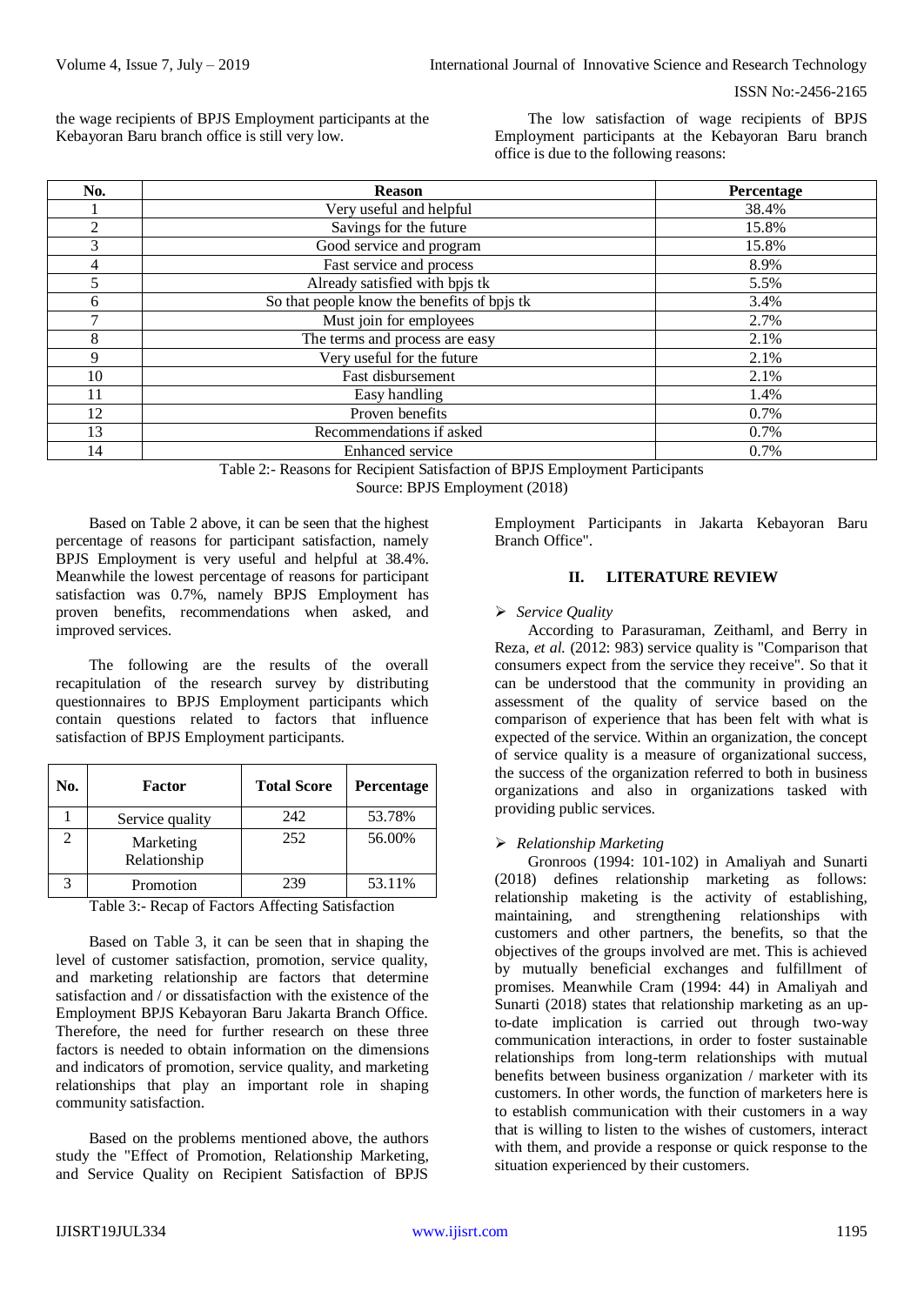the wage recipients of BPJS Employment participants at the Kebayoran Baru branch office is still very low.

The low satisfaction of wage recipients of BPJS Employment participants at the Kebayoran Baru branch office is due to the following reasons:

| No. | Reason | Percentage |
|---|---|---|
| 1 | Very useful and helpful | 38.4% |
| 2 | Savings for the future | 15.8% |
| 3 | Good service and program | 15.8% |
| 4 | Fast service and process | 8.9% |
| 5 | Already satisfied with bpjs tk | 5.5% |
| 6 | So that people know the benefits of bpjs tk | 3.4% |
| 7 | Must join for employees | 2.7% |
| 8 | The terms and process are easy | 2.1% |
| 9 | Very useful for the future | 2.1% |
| 10 | Fast disbursement | 2.1% |
| 11 | Easy handling | 1.4% |
| 12 | Proven benefits | 0.7% |
| 13 | Recommendations if asked | 0.7% |
| 14 | Enhanced service | 0.7% |

Table 2:- Reasons for Recipient Satisfaction of BPJS Employment Participants
Source: BPJS Employment (2018)

Based on Table 2 above, it can be seen that the highest percentage of reasons for participant satisfaction, namely BPJS Employment is very useful and helpful at 38.4%. Meanwhile the lowest percentage of reasons for participant satisfaction was 0.7%, namely BPJS Employment has proven benefits, recommendations when asked, and improved services.

The following are the results of the overall recapitulation of the research survey by distributing questionnaires to BPJS Employment participants which contain questions related to factors that influence satisfaction of BPJS Employment participants.

| No. | Factor | Total Score | Percentage |
|---|---|---|---|
| 1 | Service quality | 242 | 53.78% |
| 2 | Marketing Relationship | 252 | 56.00% |
| 3 | Promotion | 239 | 53.11% |

Table 3:- Recap of Factors Affecting Satisfaction

Based on Table 3, it can be seen that in shaping the level of customer satisfaction, promotion, service quality, and marketing relationship are factors that determine satisfaction and / or dissatisfaction with the existence of the Employment BPJS Kebayoran Baru Jakarta Branch Office. Therefore, the need for further research on these three factors is needed to obtain information on the dimensions and indicators of promotion, service quality, and marketing relationships that play an important role in shaping community satisfaction.

Based on the problems mentioned above, the authors study the "Effect of Promotion, Relationship Marketing, and Service Quality on Recipient Satisfaction of BPJS Employment Participants in Jakarta Kebayoran Baru Branch Office".

## II. LITERATURE REVIEW

➢ *Service Quality*

According to Parasuraman, Zeithaml, and Berry in Reza, *et al.* (2012: 983) service quality is "Comparison that consumers expect from the service they receive". So that it can be understood that the community in providing an assessment of the quality of service based on the comparison of experience that has been felt with what is expected of the service. Within an organization, the concept of service quality is a measure of organizational success, the success of the organization referred to both in business organizations and also in organizations tasked with providing public services.

➢ *Relationship Marketing*

Gronroos (1994: 101-102) in Amaliyah and Sunarti (2018) defines relationship marketing as follows: relationship maketing is the activity of establishing, maintaining, and strengthening relationships with customers and other partners, the benefits, so that the objectives of the groups involved are met. This is achieved by mutually beneficial exchanges and fulfillment of promises. Meanwhile Cram (1994: 44) in Amaliyah and Sunarti (2018) states that relationship marketing as an up-to-date implication is carried out through two-way communication interactions, in order to foster sustainable relationships from long-term relationships with mutual benefits between business organization / marketer with its customers. In other words, the function of marketers here is to establish communication with their customers in a way that is willing to listen to the wishes of customers, interact with them, and provide a response or quick response to the situation experienced by their customers.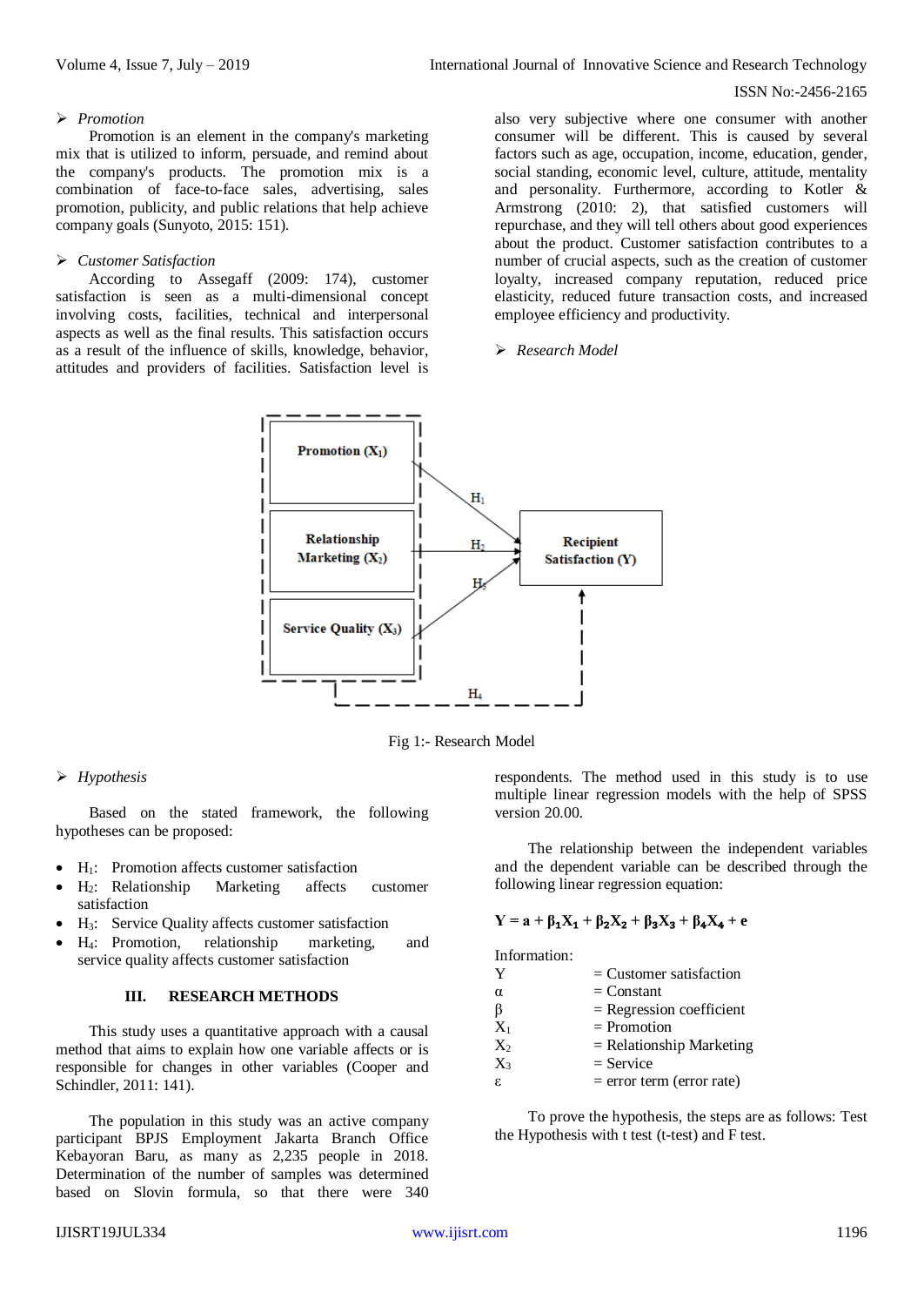- *Promotion*

Promotion is an element in the company's marketing mix that is utilized to inform, persuade, and remind about the company's products. The promotion mix is a combination of face-to-face sales, advertising, sales promotion, publicity, and public relations that help achieve company goals (Sunyoto, 2015: 151).

- *Customer Satisfaction*

According to Assegaff (2009: 174), customer satisfaction is seen as a multi-dimensional concept involving costs, facilities, technical and interpersonal aspects as well as the final results. This satisfaction occurs as a result of the influence of skills, knowledge, behavior, attitudes and providers of facilities. Satisfaction level is also very subjective where one consumer with another consumer will be different. This is caused by several factors such as age, occupation, income, education, gender, social standing, economic level, culture, attitude, mentality and personality. Furthermore, according to Kotler & Armstrong (2010: 2), that satisfied customers will repurchase, and they will tell others about good experiences about the product. Customer satisfaction contributes to a number of crucial aspects, such as the creation of customer loyalty, increased company reputation, reduced price elasticity, reduced future transaction costs, and increased employee efficiency and productivity.

- *Research Model*

Promotion ($X_1$)

Relationship Marketing ($X_2$)

Service Quality ($X_3$)

Recipient Satisfaction (Y)

$H_1$ $H_2$ $H_3$ $H_4$

Fig 1:- Research Model

- *Hypothesis*

Based on the stated framework, the following hypotheses can be proposed:

- $H_1$: Promotion affects customer satisfaction
- $H_2$: Relationship Marketing affects customer satisfaction
- $H_3$: Service Quality affects customer satisfaction
- $H_4$: Promotion, relationship marketing, and service quality affects customer satisfaction

## III. RESEARCH METHODS

This study uses a quantitative approach with a causal method that aims to explain how one variable affects or is responsible for changes in other variables (Cooper and Schindler, 2011: 141).

The population in this study was an active company participant BPJS Employment Jakarta Branch Office Kebayoran Baru, as many as 2,235 people in 2018. Determination of the number of samples was determined based on Slovin formula, so that there were 340 respondents. The method used in this study is to use multiple linear regression models with the help of SPSS version 20.00.

The relationship between the independent variables and the dependent variable can be described through the following linear regression equation:

$$Y = a + \beta_1 X_1 + \beta_2 X_2 + \beta_3 X_3 + \beta_4 X_4 + e$$

Information:

| | |
|---|---|
| Y | = Customer satisfaction |
| $\alpha$ | = Constant |
| $\beta$ | = Regression coefficient |
| $X_1$ | = Promotion |
| $X_2$ | = Relationship Marketing |
| $X_3$ | = Service |
| $\varepsilon$ | = error term (error rate) |

To prove the hypothesis, the steps are as follows: Test the Hypothesis with t test (t-test) and F test.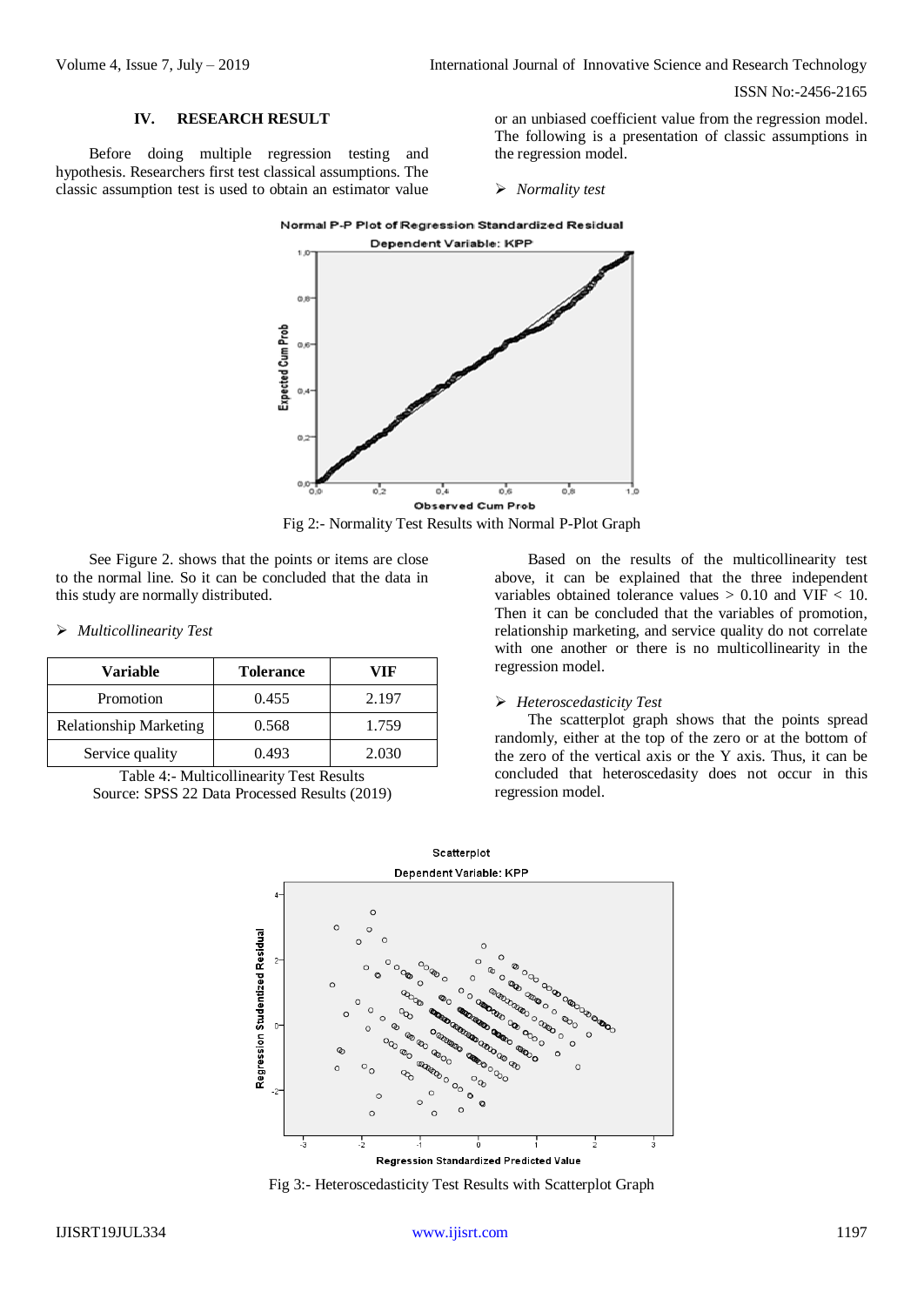## IV. RESEARCH RESULT

Before doing multiple regression testing and hypothesis. Researchers first test classical assumptions. The classic assumption test is used to obtain an estimator value or an unbiased coefficient value from the regression model. The following is a presentation of classic assumptions in the regression model.

- *Normality test*

Fig 2:- Normality Test Results with Normal P-Plot Graph

See Figure 2. shows that the points or items are close to the normal line. So it can be concluded that the data in this study are normally distributed.

- *Multicollinearity Test*

| Variable | Tolerance | VIF |
|---|---|---|
| Promotion | 0.455 | 2.197 |
| Relationship Marketing | 0.568 | 1.759 |
| Service quality | 0.493 | 2.030 |

Table 4:- Multicollinearity Test Results
Source: SPSS 22 Data Processed Results (2019)

Based on the results of the multicollinearity test above, it can be explained that the three independent variables obtained tolerance values > 0.10 and VIF < 10. Then it can be concluded that the variables of promotion, relationship marketing, and service quality do not correlate with one another or there is no multicollinearity in the regression model.

- *Heteroscedasticity Test*

The scatterplot graph shows that the points spread randomly, either at the top of the zero or at the bottom of the zero of the vertical axis or the Y axis. Thus, it can be concluded that heteroscedasity does not occur in this regression model.

Fig 3:- Heteroscedasticity Test Results with Scatterplot Graph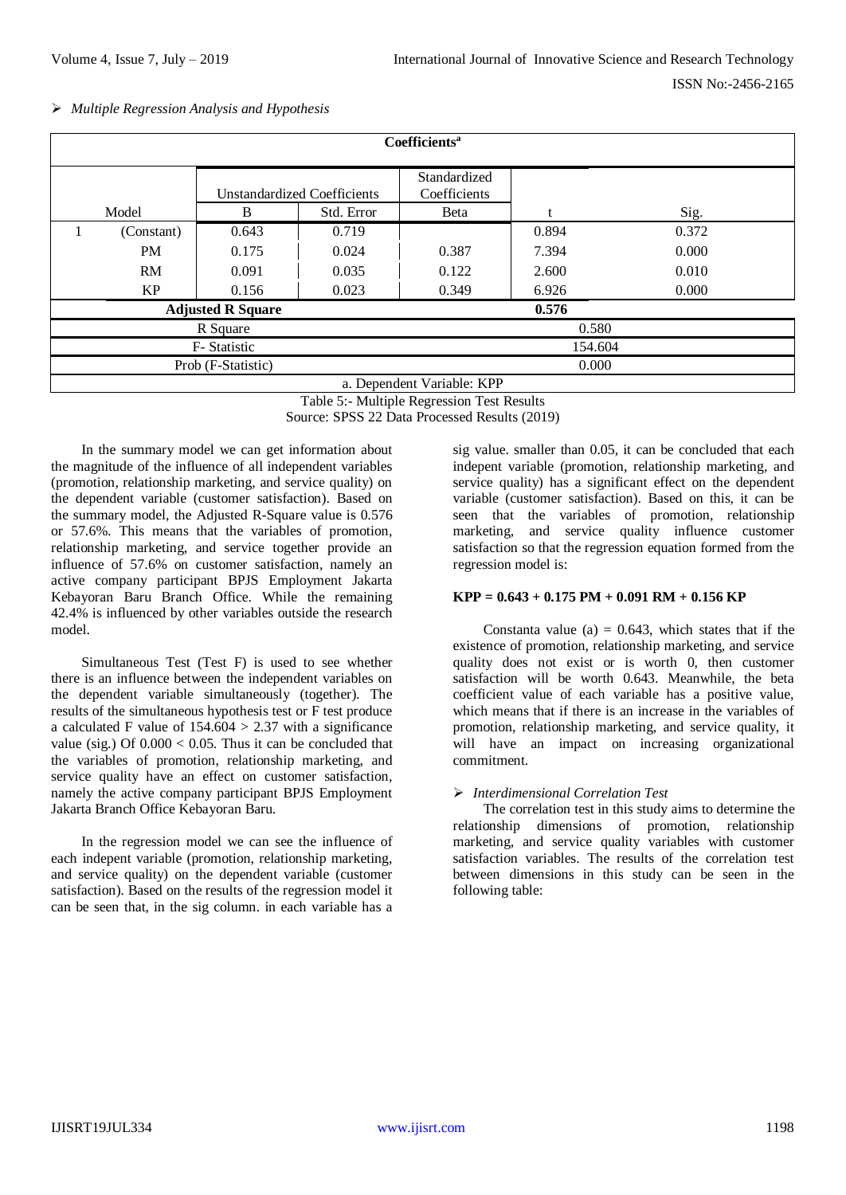- *Multiple Regression Analysis and Hypothesis*

| Coefficients[a] | | | | | | |
|---|---|---|---|---|---|---|
| Model | | Unstandardized Coefficients | | Standardized Coefficients | t | Sig. |
| | | B | Std. Error | Beta | | |
| 1 | (Constant) | 0.643 | 0.719 | | 0.894 | 0.372 |
| | PM | 0.175 | 0.024 | 0.387 | 7.394 | 0.000 |
| | RM | 0.091 | 0.035 | 0.122 | 2.600 | 0.010 |
| | KP | 0.156 | 0.023 | 0.349 | 6.926 | 0.000 |
| **Adjusted R Square** | | | | | **0.576** | |
| R Square | | | | | 0.580 | |
| F- Statistic | | | | | 154.604 | |
| Prob (F-Statistic) | | | | | 0.000 | |
| a. Dependent Variable: KPP | | | | | | |

Table 5:- Multiple Regression Test Results
Source: SPSS 22 Data Processed Results (2019)

In the summary model we can get information about the magnitude of the influence of all independent variables (promotion, relationship marketing, and service quality) on the dependent variable (customer satisfaction). Based on the summary model, the Adjusted R-Square value is 0.576 or 57.6%. This means that the variables of promotion, relationship marketing, and service together provide an influence of 57.6% on customer satisfaction, namely an active company participant BPJS Employment Jakarta Kebayoran Baru Branch Office. While the remaining 42.4% is influenced by other variables outside the research model.

Simultaneous Test (Test F) is used to see whether there is an influence between the independent variables on the dependent variable simultaneously (together). The results of the simultaneous hypothesis test or F test produce a calculated F value of $154.604 > 2.37$ with a significance value (sig.) Of $0.000 < 0.05$. Thus it can be concluded that the variables of promotion, relationship marketing, and service quality have an effect on customer satisfaction, namely the active company participant BPJS Employment Jakarta Branch Office Kebayoran Baru.

In the regression model we can see the influence of each indepent variable (promotion, relationship marketing, and service quality) on the dependent variable (customer satisfaction). Based on the results of the regression model it can be seen that, in the sig column. in each variable has a sig value. smaller than 0.05, it can be concluded that each indepent variable (promotion, relationship marketing, and service quality) has a significant effect on the dependent variable (customer satisfaction). Based on this, it can be seen that the variables of promotion, relationship marketing, and service quality influence customer satisfaction so that the regression equation formed from the regression model is:

**KPP = 0.643 + 0.175 PM + 0.091 RM + 0.156 KP**

Constanta value (a) = 0.643, which states that if the existence of promotion, relationship marketing, and service quality does not exist or is worth 0, then customer satisfaction will be worth 0.643. Meanwhile, the beta coefficient value of each variable has a positive value, which means that if there is an increase in the variables of promotion, relationship marketing, and service quality, it will have an impact on increasing organizational commitment.

- *Interdimensional Correlation Test*

The correlation test in this study aims to determine the relationship dimensions of promotion, relationship marketing, and service quality variables with customer satisfaction variables. The results of the correlation test between dimensions in this study can be seen in the following table: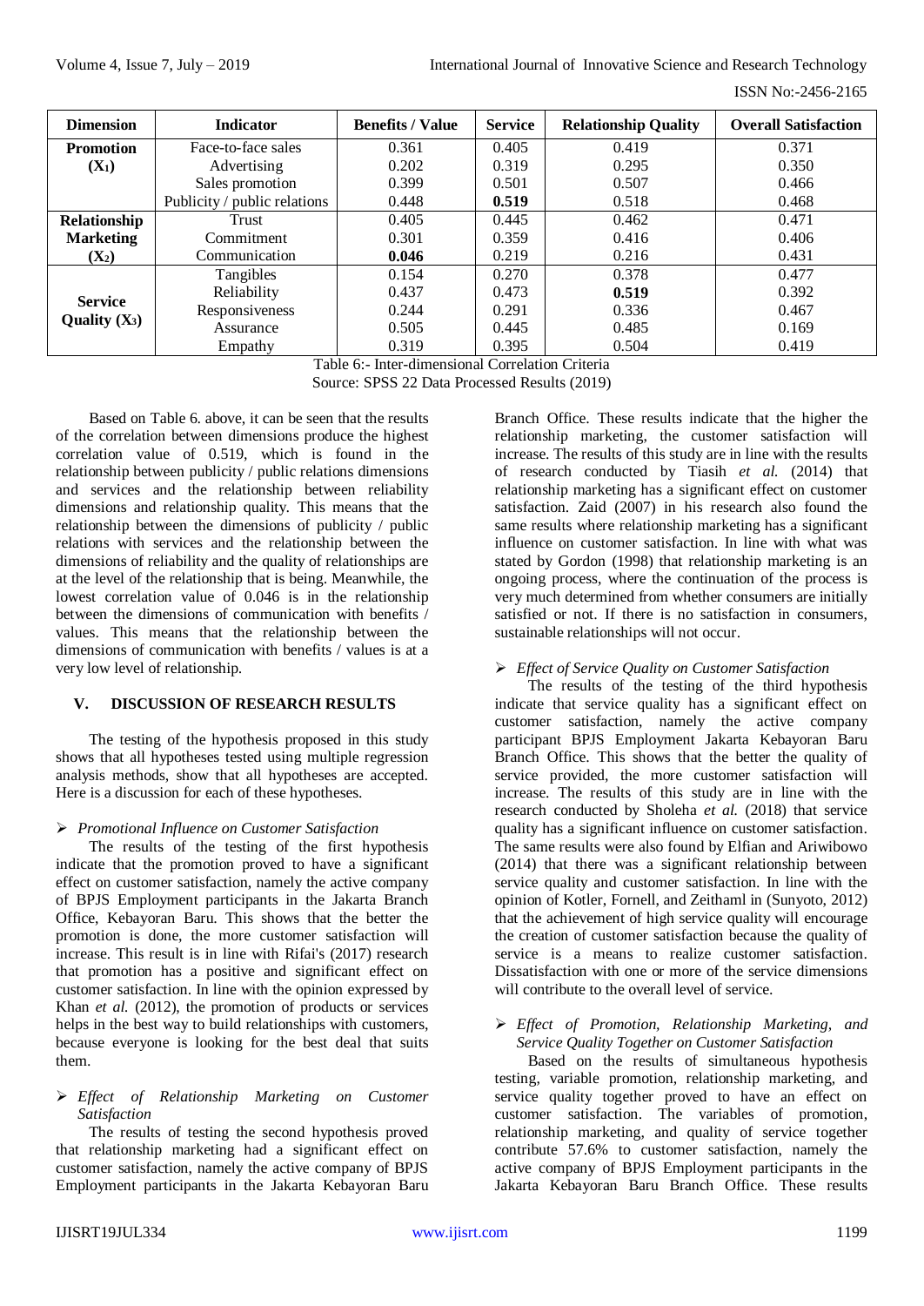| Dimension | Indicator | Benefits / Value | Service | Relationship Quality | Overall Satisfaction |
|---|---|---|---|---|---|
| **Promotion ($X_1$)** | Face-to-face sales | 0.361 | 0.405 | 0.419 | 0.371 |
| | Advertising | 0.202 | 0.319 | 0.295 | 0.350 |
| | Sales promotion | 0.399 | 0.501 | 0.507 | 0.466 |
| | Publicity / public relations | 0.448 | **0.519** | 0.518 | 0.468 |
| **Relationship Marketing ($X_2$)** | Trust | 0.405 | 0.445 | 0.462 | 0.471 |
| | Commitment | 0.301 | 0.359 | 0.416 | 0.406 |
| | Communication | **0.046** | 0.219 | 0.216 | 0.431 |
| **Service Quality ($X_3$)** | Tangibles | 0.154 | 0.270 | 0.378 | 0.477 |
| | Reliability | 0.437 | 0.473 | **0.519** | 0.392 |
| | Responsiveness | 0.244 | 0.291 | 0.336 | 0.467 |
| | Assurance | 0.505 | 0.445 | 0.485 | 0.169 |
| | Empathy | 0.319 | 0.395 | 0.504 | 0.419 |

Table 6:- Inter-dimensional Correlation Criteria
Source: SPSS 22 Data Processed Results (2019)

Based on Table 6. above, it can be seen that the results of the correlation between dimensions produce the highest correlation value of 0.519, which is found in the relationship between publicity / public relations dimensions and services and the relationship between reliability dimensions and relationship quality. This means that the relationship between the dimensions of publicity / public relations with services and the relationship between the dimensions of reliability and the quality of relationships are at the level of the relationship that is being. Meanwhile, the lowest correlation value of 0.046 is in the relationship between the dimensions of communication with benefits / values. This means that the relationship between the dimensions of communication with benefits / values is at a very low level of relationship.

## V. DISCUSSION OF RESEARCH RESULTS

The testing of the hypothesis proposed in this study shows that all hypotheses tested using multiple regression analysis methods, show that all hypotheses are accepted. Here is a discussion for each of these hypotheses.

- *Promotional Influence on Customer Satisfaction*

The results of the testing of the first hypothesis indicate that the promotion proved to have a significant effect on customer satisfaction, namely the active company of BPJS Employment participants in the Jakarta Branch Office, Kebayoran Baru. This shows that the better the promotion is done, the more customer satisfaction will increase. This result is in line with Rifai's (2017) research that promotion has a positive and significant effect on customer satisfaction. In line with the opinion expressed by Khan *et al.* (2012), the promotion of products or services helps in the best way to build relationships with customers, because everyone is looking for the best deal that suits them.

- *Effect of Relationship Marketing on Customer Satisfaction*

The results of testing the second hypothesis proved that relationship marketing had a significant effect on customer satisfaction, namely the active company of BPJS Employment participants in the Jakarta Kebayoran Baru Branch Office. These results indicate that the higher the relationship marketing, the customer satisfaction will increase. The results of this study are in line with the results of research conducted by Tiasih *et al.* (2014) that relationship marketing has a significant effect on customer satisfaction. Zaid (2007) in his research also found the same results where relationship marketing has a significant influence on customer satisfaction. In line with what was stated by Gordon (1998) that relationship marketing is an ongoing process, where the continuation of the process is very much determined from whether consumers are initially satisfied or not. If there is no satisfaction in consumers, sustainable relationships will not occur.

- *Effect of Service Quality on Customer Satisfaction*

The results of the testing of the third hypothesis indicate that service quality has a significant effect on customer satisfaction, namely the active company participant BPJS Employment Jakarta Kebayoran Baru Branch Office. This shows that the better the quality of service provided, the more customer satisfaction will increase. The results of this study are in line with the research conducted by Sholeha *et al.* (2018) that service quality has a significant influence on customer satisfaction. The same results were also found by Elfian and Ariwibowo (2014) that there was a significant relationship between service quality and customer satisfaction. In line with the opinion of Kotler, Fornell, and Zeithaml in (Sunyoto, 2012) that the achievement of high service quality will encourage the creation of customer satisfaction because the quality of service is a means to realize customer satisfaction. Dissatisfaction with one or more of the service dimensions will contribute to the overall level of service.

- *Effect of Promotion, Relationship Marketing, and Service Quality Together on Customer Satisfaction*

Based on the results of simultaneous hypothesis testing, variable promotion, relationship marketing, and service quality together proved to have an effect on customer satisfaction. The variables of promotion, relationship marketing, and quality of service together contribute 57.6% to customer satisfaction, namely the active company of BPJS Employment participants in the Jakarta Kebayoran Baru Branch Office. These results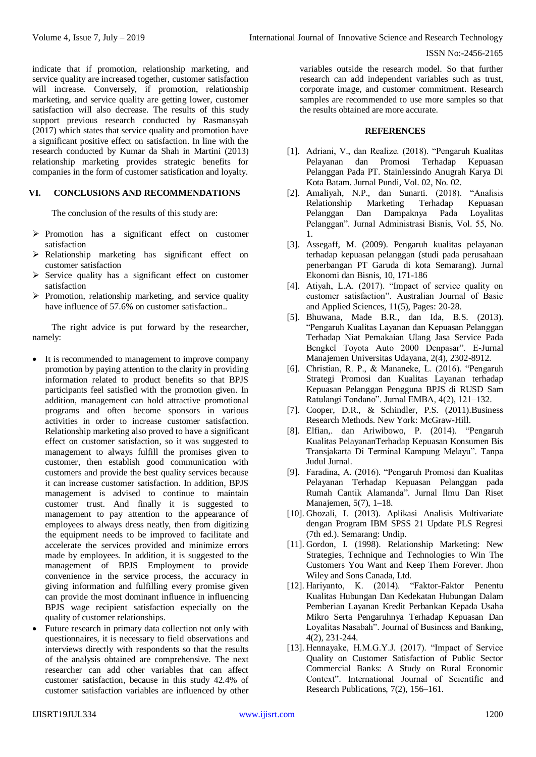indicate that if promotion, relationship marketing, and service quality are increased together, customer satisfaction will increase. Conversely, if promotion, relationship marketing, and service quality are getting lower, customer satisfaction will also decrease. The results of this study support previous research conducted by Rasmansyah (2017) which states that service quality and promotion have a significant positive effect on satisfaction. In line with the research conducted by Kumar da Shah in Martini (2013) relationship marketing provides strategic benefits for companies in the form of customer satisfaction and loyalty.

## VI. CONCLUSIONS AND RECOMMENDATIONS

The conclusion of the results of this study are:

- Promotion has a significant effect on customer satisfaction
- Relationship marketing has significant effect on customer satisfaction
- Service quality has a significant effect on customer satisfaction
- Promotion, relationship marketing, and service quality have influence of 57.6% on customer satisfaction..

The right advice is put forward by the researcher, namely:

- It is recommended to management to improve company promotion by paying attention to the clarity in providing information related to product benefits so that BPJS participants feel satisfied with the promotion given. In addition, management can hold attractive promotional programs and often become sponsors in various activities in order to increase customer satisfaction. Relationship marketing also proved to have a significant effect on customer satisfaction, so it was suggested to management to always fulfill the promises given to customer, then establish good communication with customers and provide the best quality services because it can increase customer satisfaction. In addition, BPJS management is advised to continue to maintain customer trust. And finally it is suggested to management to pay attention to the appearance of employees to always dress neatly, then from digitizing the equipment needs to be improved to facilitate and accelerate the services provided and minimize errors made by employees. In addition, it is suggested to the management of BPJS Employment to provide convenience in the service process, the accuracy in giving information and fulfilling every promise given can provide the most dominant influence in influencing BPJS wage recipient satisfaction especially on the quality of customer relationships.
- Future research in primary data collection not only with questionnaires, it is necessary to field observations and interviews directly with respondents so that the results of the analysis obtained are comprehensive. The next researcher can add other variables that can affect customer satisfaction, because in this study 42.4% of customer satisfaction variables are influenced by other variables outside the research model. So that further research can add independent variables such as trust, corporate image, and customer commitment. Research samples are recommended to use more samples so that the results obtained are more accurate.

## REFERENCES

[1]. Adriani, V., dan Realize. (2018). "Pengaruh Kualitas Pelayanan dan Promosi Terhadap Kepuasan Pelanggan Pada PT. Stainlessindo Anugrah Karya Di Kota Batam. Jurnal Pundi, Vol. 02, No. 02.

[2]. Amaliyah, N.P., dan Sunarti. (2018). "Analisis Relationship Marketing Terhadap Kepuasan Pelanggan Dan Dampaknya Pada Loyalitas Pelanggan". Jurnal Administrasi Bisnis, Vol. 55, No. 1.

[3]. Assegaff, M. (2009). Pengaruh kualitas pelayanan terhadap kepuasan pelanggan (studi pada perusahaan penerbangan PT Garuda di kota Semarang). Jurnal Ekonomi dan Bisnis, 10, 171-186

[4]. Atiyah, L.A. (2017). "Impact of service quality on customer satisfaction". Australian Journal of Basic and Applied Sciences, 11(5), Pages: 20-28.

[5]. Bhuwana, Made B.R., dan Ida, B.S. (2013). "Pengaruh Kualitas Layanan dan Kepuasan Pelanggan Terhadap Niat Pemakaian Ulang Jasa Service Pada Bengkel Toyota Auto 2000 Denpasar". E-Jurnal Manajemen Universitas Udayana, 2(4), 2302-8912.

[6]. Christian, R. P., & Mananeke, L. (2016). "Pengaruh Strategi Promosi dan Kualitas Layanan terhadap Kepuasan Pelanggan Pengguna BPJS di RUSD Sam Ratulangi Tondano". Jurnal EMBA, 4(2), 121–132.

[7]. Cooper, D.R., & Schindler, P.S. (2011).Business Research Methods. New York: McGraw-Hill.

[8]. Elfian,. dan Ariwibowo, P. (2014). "Pengaruh Kualitas PelayananTerhadap Kepuasan Konsumen Bis Transjakarta Di Terminal Kampung Melayu". Tanpa Judul Jurnal.

[9]. Faradina, A. (2016). "Pengaruh Promosi dan Kualitas Pelayanan Terhadap Kepuasan Pelanggan pada Rumah Cantik Alamanda". Jurnal Ilmu Dan Riset Manajemen, 5(7), 1–18.

[10]. Ghozali, I. (2013). Aplikasi Analisis Multivariate dengan Program IBM SPSS 21 Update PLS Regresi (7th ed.). Semarang: Undip.

[11]. Gordon, I. (1998). Relationship Marketing: New Strategies, Technique and Technologies to Win The Customers You Want and Keep Them Forever. Jhon Wiley and Sons Canada, Ltd.

[12]. Hariyanto, K. (2014). "Faktor-Faktor Penentu Kualitas Hubungan Dan Kedekatan Hubungan Dalam Pemberian Layanan Kredit Perbankan Kepada Usaha Mikro Serta Pengaruhnya Terhadap Kepuasan Dan Loyalitas Nasabah". Journal of Business and Banking, 4(2), 231-244.

[13]. Hennayake, H.M.G.Y.J. (2017). "Impact of Service Quality on Customer Satisfaction of Public Sector Commercial Banks: A Study on Rural Economic Context". International Journal of Scientific and Research Publications, 7(2), 156–161.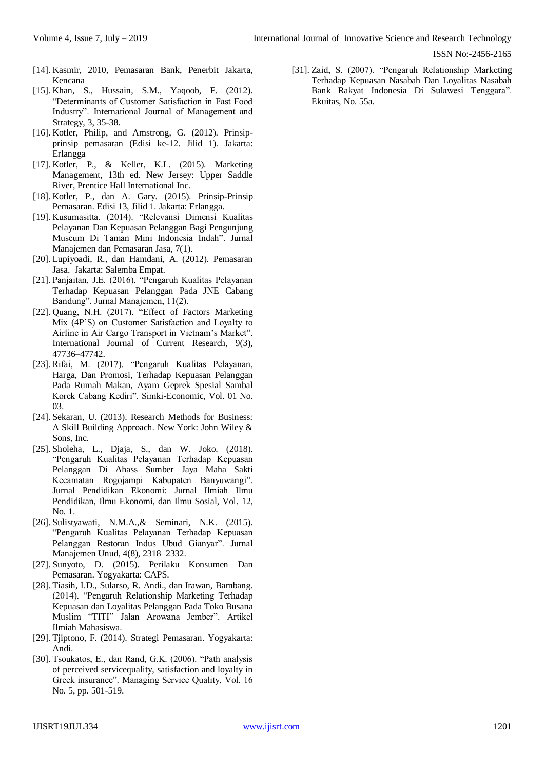[14]. Kasmir, 2010, Pemasaran Bank, Penerbit Jakarta, Kencana

[15]. Khan, S., Hussain, S.M., Yaqoob, F. (2012). "Determinants of Customer Satisfaction in Fast Food Industry". International Journal of Management and Strategy, 3, 35-38.

[16]. Kotler, Philip, and Amstrong, G. (2012). Prinsip-prinsip pemasaran (Edisi ke-12. Jilid 1). Jakarta: Erlangga

[17]. Kotler, P., & Keller, K.L. (2015). Marketing Management, 13th ed. New Jersey: Upper Saddle River, Prentice Hall International Inc.

[18]. Kotler, P., dan A. Gary. (2015). Prinsip-Prinsip Pemasaran. Edisi 13, Jilid 1. Jakarta: Erlangga.

[19]. Kusumasitta. (2014). "Relevansi Dimensi Kualitas Pelayanan Dan Kepuasan Pelanggan Bagi Pengunjung Museum Di Taman Mini Indonesia Indah". Jurnal Manajemen dan Pemasaran Jasa, 7(1).

[20]. Lupiyoadi, R., dan Hamdani, A. (2012). Pemasaran Jasa. Jakarta: Salemba Empat.

[21]. Panjaitan, J.E. (2016). "Pengaruh Kualitas Pelayanan Terhadap Kepuasan Pelanggan Pada JNE Cabang Bandung". Jurnal Manajemen, 11(2).

[22]. Quang, N.H. (2017). "Effect of Factors Marketing Mix (4P'S) on Customer Satisfaction and Loyalty to Airline in Air Cargo Transport in Vietnam's Market". International Journal of Current Research, 9(3), 47736–47742.

[23]. Rifai, M. (2017). "Pengaruh Kualitas Pelayanan, Harga, Dan Promosi, Terhadap Kepuasan Pelanggan Pada Rumah Makan, Ayam Geprek Spesial Sambal Korek Cabang Kediri". Simki-Economic, Vol. 01 No. 03.

[24]. Sekaran, U. (2013). Research Methods for Business: A Skill Building Approach. New York: John Wiley & Sons, Inc.

[25]. Sholeha, L., Djaja, S., dan W. Joko. (2018). "Pengaruh Kualitas Pelayanan Terhadap Kepuasan Pelanggan Di Ahass Sumber Jaya Maha Sakti Kecamatan Rogojampi Kabupaten Banyuwangi". Jurnal Pendidikan Ekonomi: Jurnal Ilmiah Ilmu Pendidikan, Ilmu Ekonomi, dan Ilmu Sosial, Vol. 12, No. 1.

[26]. Sulistyawati, N.M.A.,& Seminari, N.K. (2015). "Pengaruh Kualitas Pelayanan Terhadap Kepuasan Pelanggan Restoran Indus Ubud Gianyar". Jurnal Manajemen Unud, 4(8), 2318–2332.

[27]. Sunyoto, D. (2015). Perilaku Konsumen Dan Pemasaran. Yogyakarta: CAPS.

[28]. Tiasih, I.D., Sularso, R. Andi., dan Irawan, Bambang. (2014). "Pengaruh Relationship Marketing Terhadap Kepuasan dan Loyalitas Pelanggan Pada Toko Busana Muslim "TITI" Jalan Arowana Jember". Artikel Ilmiah Mahasiswa.

[29]. Tjiptono, F. (2014). Strategi Pemasaran. Yogyakarta: Andi.

[30]. Tsoukatos, E., dan Rand, G.K. (2006). "Path analysis of perceived servicequality, satisfaction and loyalty in Greek insurance". Managing Service Quality, Vol. 16 No. 5, pp. 501-519.

[31]. Zaid, S. (2007). "Pengaruh Relationship Marketing Terhadap Kepuasan Nasabah Dan Loyalitas Nasabah Bank Rakyat Indonesia Di Sulawesi Tenggara". Ekuitas, No. 55a.